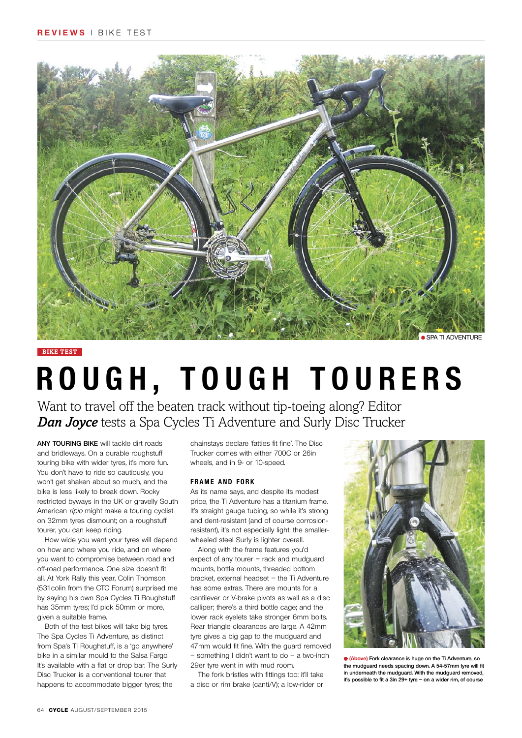SPA TI ADVENTURE

BIKE TEST

# ROUGH, TOUGH TOURERS

Want to travel off the beaten track without tip-toeing along? Editor ***Dan Joyce*** tests a Spa Cycles Ti Adventure and Surly Disc Trucker

**ANY TOURING BIKE** will tackle dirt roads and bridleways. On a durable roughstuff touring bike with wider tyres, it's more fun. You don't have to ride so cautiously, you won't get shaken about so much, and the bike is less likely to break down. Rocky restricted byways in the UK or gravelly South American *ripio* might make a touring cyclist on 32mm tyres dismount; on a roughstuff tourer, you can keep riding.

How wide you want your tyres will depend on how and where you ride, and on where you want to compromise between road and off-road performance. One size doesn't fit all. At York Rally this year, Colin Thomson (531colin from the CTC Forum) surprised me by saying his own Spa Cycles Ti Roughstuff has 35mm tyres; I'd pick 50mm or more, given a suitable frame.

Both of the test bikes will take big tyres. The Spa Cycles Ti Adventure, as distinct from Spa's Ti Roughstuff, is a 'go anywhere' bike in a similar mould to the Salsa Fargo. It's available with a flat or drop bar. The Surly Disc Trucker is a conventional tourer that happens to accommodate bigger tyres; the chainstays declare 'fatties fit fine'. The Disc Trucker comes with either 700C or 26in wheels, and in 9- or 10-speed.

### FRAME AND FORK

As its name says, and despite its modest price, the Ti Adventure has a titanium frame. It's straight gauge tubing, so while it's strong and dent-resistant (and of course corrosion-resistant), it's not especially light; the smaller-wheeled steel Surly is lighter overall.

Along with the frame features you'd expect of any tourer – rack and mudguard mounts, bottle mounts, threaded bottom bracket, external headset – the Ti Adventure has some extras. There are mounts for a cantilever or V-brake pivots as well as a disc calliper; there's a third bottle cage; and the lower rack eyelets take stronger 6mm bolts. Rear triangle clearances are large. A 42mm tyre gives a big gap to the mudguard and 47mm would fit fine. With the guard removed – something I didn't want to do – a two-inch 29er tyre went in with mud room.

The fork bristles with fittings too: it'll take a disc or rim brake (canti/V); a low-rider or

**(Above)** Fork clearance is huge on the Ti Adventure, so the mudguard needs spacing down. A 54-57mm tyre will fit in underneath the mudguard. With the mudguard removed, it's possible to fit a 3in 29+ tyre – on a wider rim, of course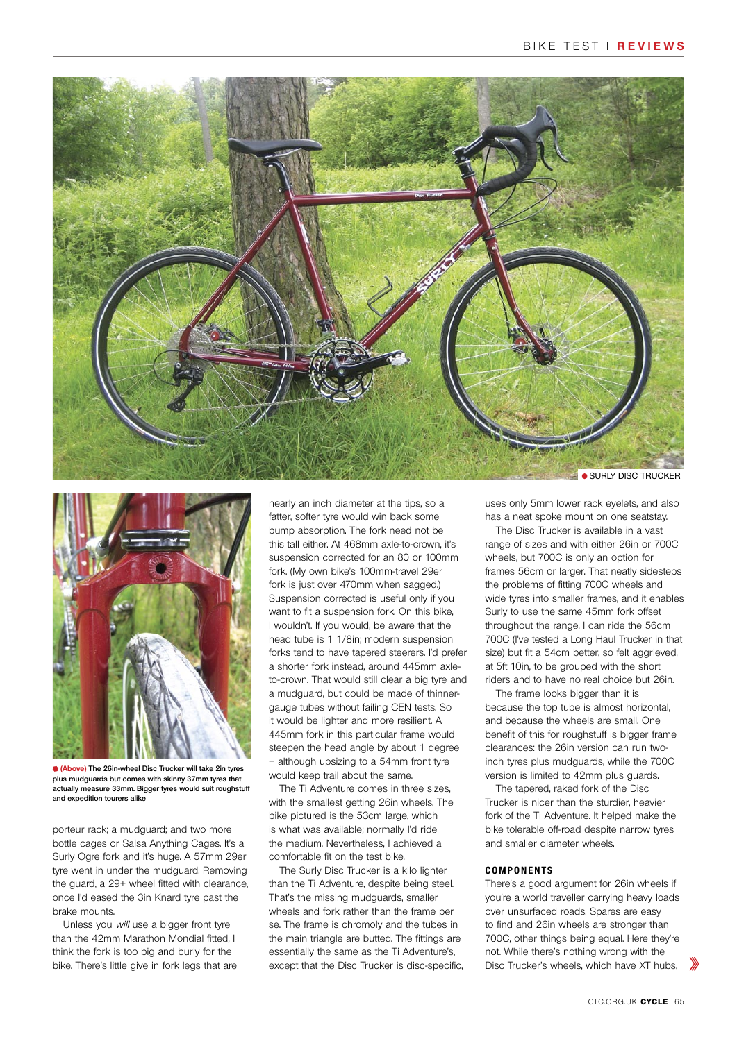● SURLY DISC TRUCKER

● (Above) The 26in-wheel Disc Trucker will take 2in tyres plus mudguards but comes with skinny 37mm tyres that actually measure 33mm. Bigger tyres would suit roughstuff and expedition tourers alike

porteur rack; a mudguard; and two more bottle cages or Salsa Anything Cages. It's a Surly Ogre fork and it's huge. A 57mm 29er tyre went in under the mudguard. Removing the guard, a 29+ wheel fitted with clearance, once I'd eased the 3in Knard tyre past the brake mounts.

Unless you *will* use a bigger front tyre than the 42mm Marathon Mondial fitted, I think the fork is too big and burly for the bike. There's little give in fork legs that are nearly an inch diameter at the tips, so a fatter, softer tyre would win back some bump absorption. The fork need not be this tall either. At 468mm axle-to-crown, it's suspension corrected for an 80 or 100mm fork. (My own bike's 100mm-travel 29er fork is just over 470mm when sagged.) Suspension corrected is useful only if you want to fit a suspension fork. On this bike, I wouldn't. If you would, be aware that the head tube is 1 1/8in; modern suspension forks tend to have tapered steerers. I'd prefer a shorter fork instead, around 445mm axle-to-crown. That would still clear a big tyre and a mudguard, but could be made of thinner-gauge tubes without failing CEN tests. So it would be lighter and more resilient. A 445mm fork in this particular frame would steepen the head angle by about 1 degree – although upsizing to a 54mm front tyre would keep trail about the same.

The Ti Adventure comes in three sizes, with the smallest getting 26in wheels. The bike pictured is the 53cm large, which is what was available; normally I'd ride the medium. Nevertheless, I achieved a comfortable fit on the test bike.

The Surly Disc Trucker is a kilo lighter than the Ti Adventure, despite being steel. That's the missing mudguards, smaller wheels and fork rather than the frame per se. The frame is chromoly and the tubes in the main triangle are butted. The fittings are essentially the same as the Ti Adventure's, except that the Disc Trucker is disc-specific, uses only 5mm lower rack eyelets, and also has a neat spoke mount on one seatstay.

The Disc Trucker is available in a vast range of sizes and with either 26in or 700C wheels, but 700C is only an option for frames 56cm or larger. That neatly sidesteps the problems of fitting 700C wheels and wide tyres into smaller frames, and it enables Surly to use the same 45mm fork offset throughout the range. I can ride the 56cm 700C (I've tested a Long Haul Trucker in that size) but fit a 54cm better, so felt aggrieved, at 5ft 10in, to be grouped with the short riders and to have no real choice but 26in.

The frame looks bigger than it is because the top tube is almost horizontal, and because the wheels are small. One benefit of this for roughstuff is bigger frame clearances: the 26in version can run two-inch tyres plus mudguards, while the 700C version is limited to 42mm plus guards.

The tapered, raked fork of the Disc Trucker is nicer than the sturdier, heavier fork of the Ti Adventure. It helped make the bike tolerable off-road despite narrow tyres and smaller diameter wheels.

### COMPONENTS

There's a good argument for 26in wheels if you're a world traveller carrying heavy loads over unsurfaced roads. Spares are easy to find and 26in wheels are stronger than 700C, other things being equal. Here they're not. While there's nothing wrong with the Disc Trucker's wheels, which have XT hubs,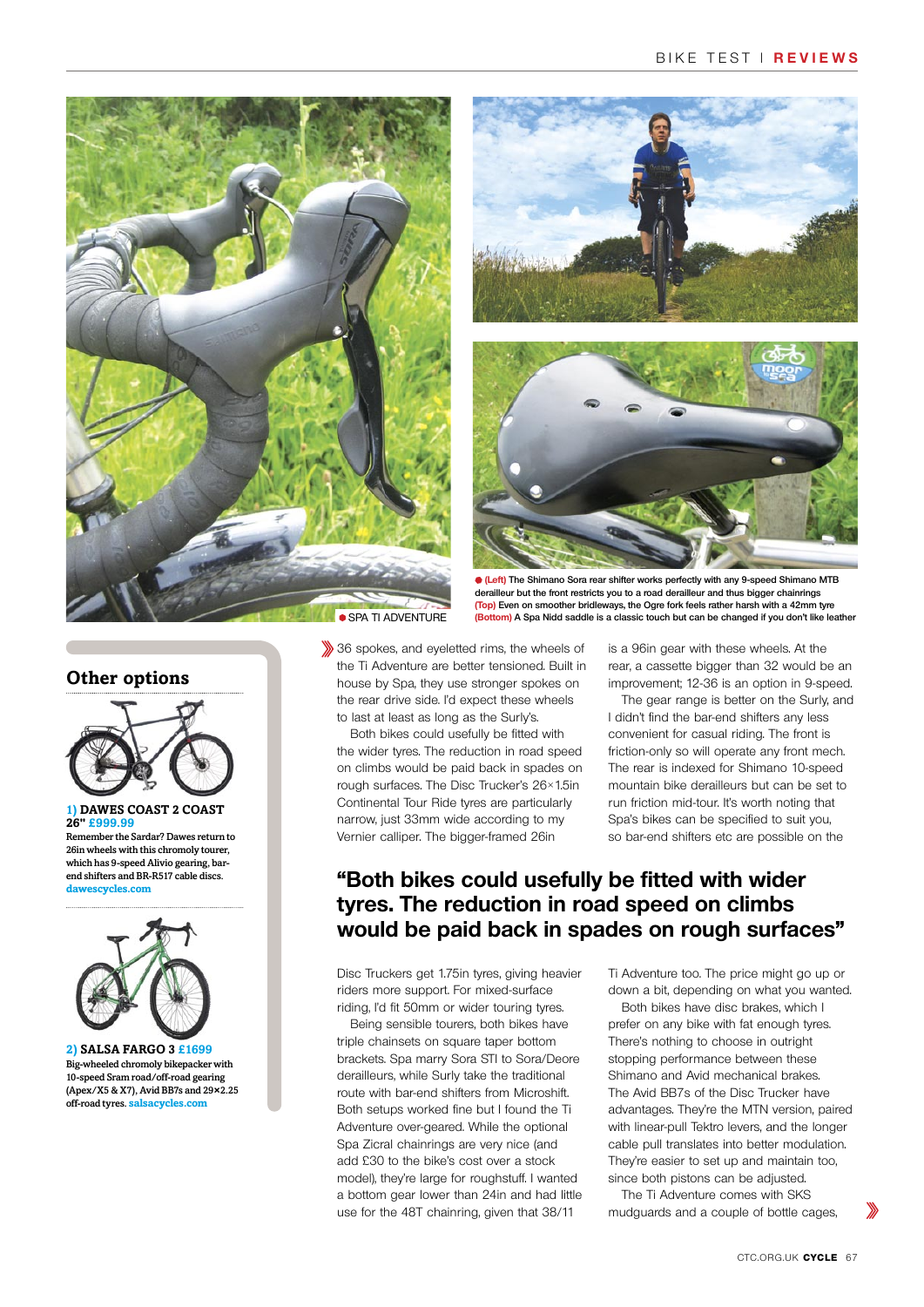● SPA TI ADVENTURE

● (Left) The Shimano Sora rear shifter works perfectly with any 9-speed Shimano MTB derailleur but the front restricts you to a road derailleur and thus bigger chainrings (Top) Even on smoother bridleways, the Ogre fork feels rather harsh with a 42mm tyre (Bottom) A Spa Nidd saddle is a classic touch but can be changed if you don't like leather

36 spokes, and eyeletted rims, the wheels of the Ti Adventure are better tensioned. Built in house by Spa, they use stronger spokes on the rear drive side. I'd expect these wheels to last at least as long as the Surly's.

Both bikes could usefully be fitted with the wider tyres. The reduction in road speed on climbs would be paid back in spades on rough surfaces. The Disc Trucker's 26×1.5in Continental Tour Ride tyres are particularly narrow, just 33mm wide according to my Vernier calliper. The bigger-framed 26in Disc Truckers get 1.75in tyres, giving heavier riders more support. For mixed-surface riding, I'd fit 50mm or wider touring tyres.

Being sensible tourers, both bikes have triple chainsets on square taper bottom brackets. Spa marry Sora STI to Sora/Deore derailleurs, while Surly take the traditional route with bar-end shifters from Microshift. Both setups worked fine but I found the Ti Adventure over-geared. While the optional Spa Zicral chainrings are very nice (and add £30 to the bike's cost over a stock model), they're large for roughstuff. I wanted a bottom gear lower than 24in and had little use for the 48T chainring, given that 38/11 is a 96in gear with these wheels. At the rear, a cassette bigger than 32 would be an improvement; 12-36 is an option in 9-speed.

The gear range is better on the Surly, and I didn't find the bar-end shifters any less convenient for casual riding. The front is friction-only so will operate any front mech. The rear is indexed for Shimano 10-speed mountain bike derailleurs but can be set to run friction mid-tour. It's worth noting that Spa's bikes can be specified to suit you, so bar-end shifters etc are possible on the Ti Adventure too. The price might go up or down a bit, depending on what you wanted.

> **"Both bikes could usefully be fitted with wider tyres. The reduction in road speed on climbs would be paid back in spades on rough surfaces"**

Both bikes have disc brakes, which I prefer on any bike with fat enough tyres. There's nothing to choose in outright stopping performance between these Shimano and Avid mechanical brakes. The Avid BB7s of the Disc Trucker have advantages. They're the MTN version, paired with linear-pull Tektro levers, and the longer cable pull translates into better modulation. They're easier to set up and maintain too, since both pistons can be adjusted.

The Ti Adventure comes with SKS mudguards and a couple of bottle cages,

## Other options

**1) DAWES COAST 2 COAST 26" £999.99**
Remember the Sardar? Dawes return to 26in wheels with this chromoly tourer, which has 9-speed Alivio gearing, bar-end shifters and BR-R517 cable discs. dawescycles.com

**2) SALSA FARGO 3 £1699**
Big-wheeled chromoly bikepacker with 10-speed Sram road/off-road gearing (Apex/X5 & X7), Avid BB7s and 29×2.25 off-road tyres. salsacycles.com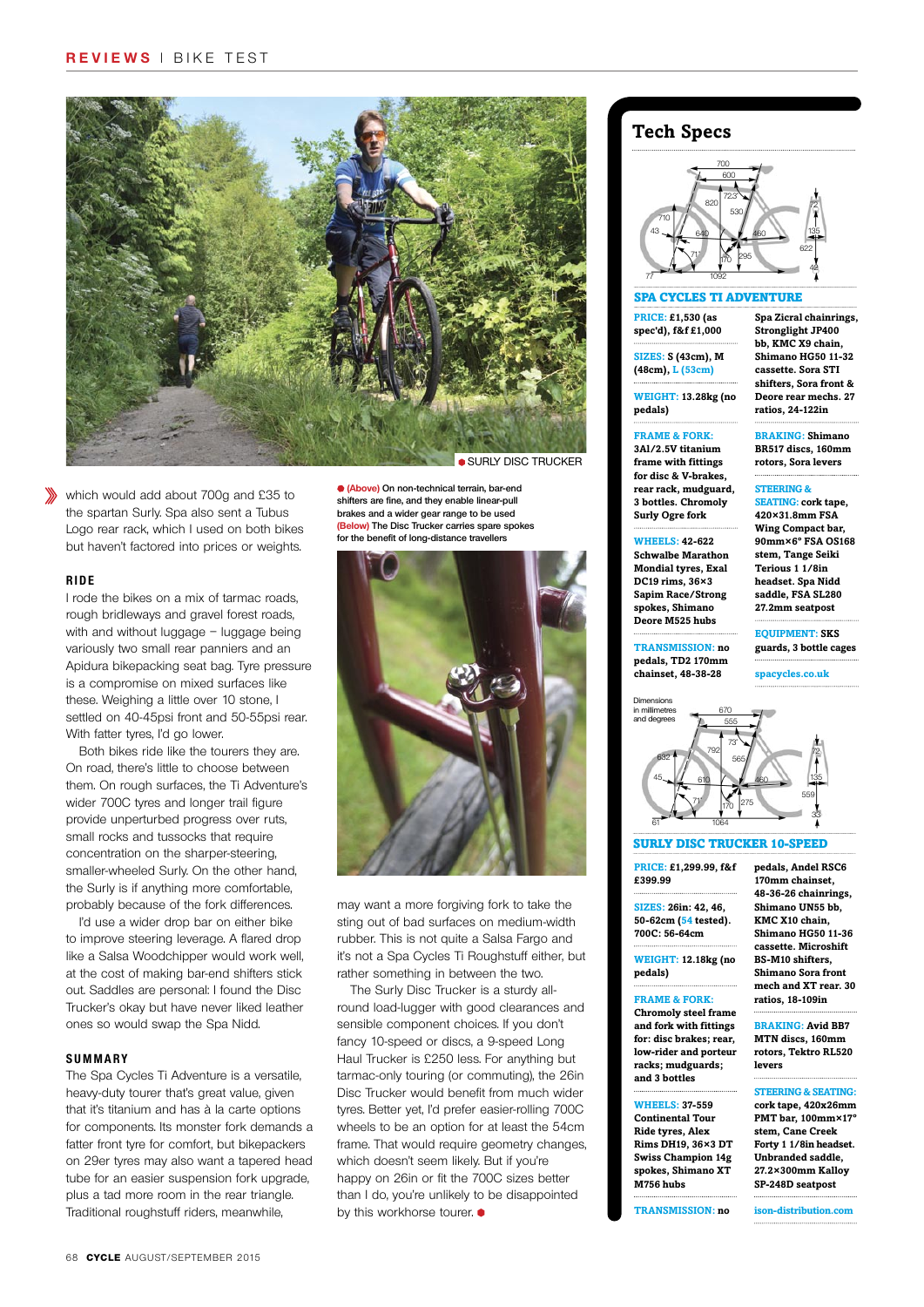SURLY DISC TRUCKER

which would add about 700g and £35 to the spartan Surly. Spa also sent a Tubus Logo rear rack, which I used on both bikes but haven't factored into prices or weights.

### RIDE

I rode the bikes on a mix of tarmac roads, rough bridleways and gravel forest roads, with and without luggage – luggage being variously two small rear panniers and an Apidura bikepacking seat bag. Tyre pressure is a compromise on mixed surfaces like these. Weighing a little over 10 stone, I settled on 40-45psi front and 50-55psi rear. With fatter tyres, I'd go lower.

Both bikes ride like the tourers they are. On road, there's little to choose between them. On rough surfaces, the Ti Adventure's wider 700C tyres and longer trail figure provide unperturbed progress over ruts, small rocks and tussocks that require concentration on the sharper-steering, smaller-wheeled Surly. On the other hand, the Surly is if anything more comfortable, probably because of the fork differences.

I'd use a wider drop bar on either bike to improve steering leverage. A flared drop like a Salsa Woodchipper would work well, at the cost of making bar-end shifters stick out. Saddles are personal: I found the Disc Trucker's okay but have never liked leather ones so would swap the Spa Nidd.

### SUMMARY

The Spa Cycles Ti Adventure is a versatile, heavy-duty tourer that's great value, given that it's titanium and has à la carte options for components. Its monster fork demands a fatter front tyre for comfort, but bikepackers on 29er tyres may also want a tapered head tube for an easier suspension fork upgrade, plus a tad more room in the rear triangle. Traditional roughstuff riders, meanwhile, may want a more forgiving fork to take the sting out of bad surfaces on medium-width rubber. This is not quite a Salsa Fargo and it's not a Spa Cycles Ti Roughstuff either, but rather something in between the two.

The Surly Disc Trucker is a sturdy all-round load-lugger with good clearances and sensible component choices. If you don't fancy 10-speed or discs, a 9-speed Long Haul Trucker is £250 less. For anything but tarmac-only touring (or commuting), the 26in Disc Trucker would benefit from much wider tyres. Better yet, I'd prefer easier-rolling 700C wheels to be an option for at least the 54cm frame. That would require geometry changes, which doesn't seem likely. But if you're happy on 26in or fit the 700C sizes better than I do, you're unlikely to be disappointed by this workhorse tourer.

**(Above)** On non-technical terrain, bar-end shifters are fine, and they enable linear-pull brakes and a wider gear range to be used **(Below)** The Disc Trucker carries spare spokes for the benefit of long-distance travellers

## Tech Specs

700
600
72.3°
820
530
710
43
640
460
135
622
71°
170
295
42
77
1092

### SPA CYCLES TI ADVENTURE

**PRICE:** £1,530 (as spec'd), f&f £1,000

**SIZES:** S (43cm), M (48cm), L (53cm)

**WEIGHT:** 13.28kg (no pedals)

**FRAME & FORK:** 3Al/2.5V titanium frame with fittings for disc & V-brakes, rear rack, mudguard, 3 bottles. Chromoly Surly Ogre fork

**WHEELS:** 42-622 Schwalbe Marathon Mondial tyres, Exal DC19 rims, 36×3 Sapim Race/Strong spokes, Shimano Deore M525 hubs

**TRANSMISSION:** no pedals, TD2 170mm chainset, 48-38-28 Spa Zicral chainrings, Stronglight JP400 bb, KMC X9 chain, Shimano HG50 11-32 cassette. Sora STI shifters, Sora front & Deore rear mechs. 27 ratios, 24-122in

**BRAKING:** Shimano BR517 discs, 160mm rotors, Sora levers

**STEERING & SEATING:** cork tape, 420×31.8mm FSA Wing Compact bar, 90mm×6° FSA OS168 stem, Tange Seiki Terious 1 1/8in headset. Spa Nidd saddle, FSA SL280 27.2mm seatpost

**EQUIPMENT:** SKS guards, 3 bottle cages

spacycles.co.uk

Dimensions in millimetres and degrees

670
555
73°
792
565
632
45
610
460
135
559
71°
170
275
33
61
1064
72°

### SURLY DISC TRUCKER 10-SPEED

**PRICE:** £1,299.99, f&f £399.99

**SIZES:** 26in: 42, 46, 50-62cm (54 tested). 700C: 56-64cm

**WEIGHT:** 12.18kg (no pedals)

**FRAME & FORK:** Chromoly steel frame and fork with fittings for: disc brakes; rear, low-rider and porteur racks; mudguards; and 3 bottles

**WHEELS:** 37-559 Continental Tour Ride tyres, Alex Rims DH19, 36×3 DT Swiss Champion 14g spokes, Shimano XT M756 hubs

**TRANSMISSION:** no pedals, Andel RSC6 170mm chainset, 48-36-26 chainrings, Shimano UN55 bb, KMC X10 chain, Shimano HG81 11-36 cassette. Microshift BS-M10 shifters, Shimano Sora front mech and XT rear. 30 ratios, 18-109in

**BRAKING:** Avid BB7 MTN discs, 160mm rotors, Tektro RL520 levers

**STEERING & SEATING:** cork tape, 420x26mm PMT bar, 100mm×17° stem, Cane Creek Forty 1 1/8in headset. Unbranded saddle, 27.2×300mm Kalloy SP-248D seatpost

ison-distribution.com